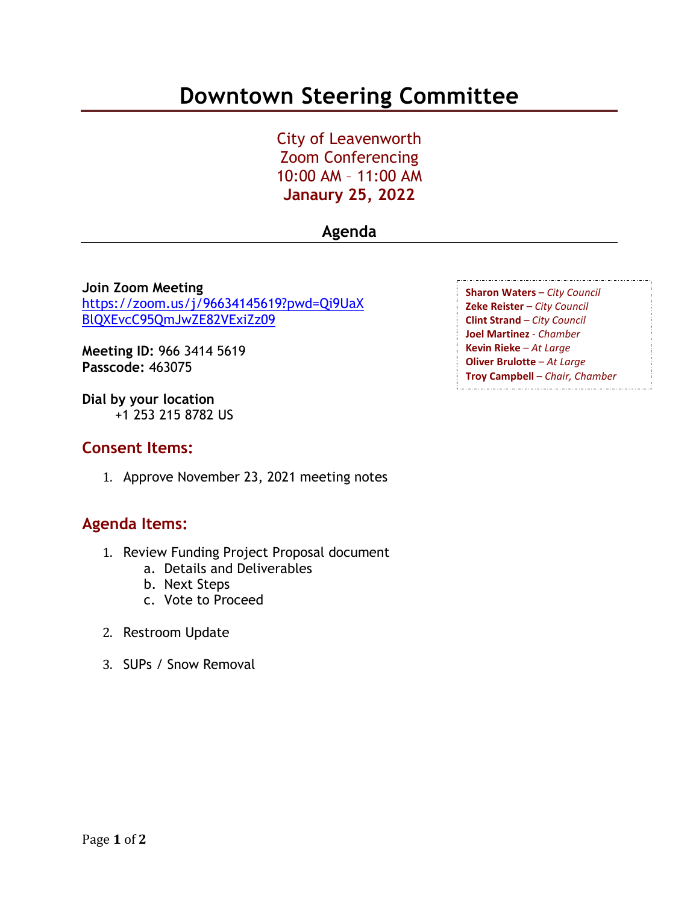# Downtown Steering Committee

City of Leavenworth
Zoom Conferencing
10:00 AM – 11:00 AM
**Janaury 25, 2022**

## Agenda

**Sharon Waters** – *City Council*
**Zeke Reister** – *City Council*
**Clint Strand** – *City Council*
**Joel Martinez** - *Chamber*
**Kevin Rieke** – *At Large*
**Oliver Brulotte** – *At Large*
**Troy Campbell** – *Chair, Chamber*

**Join Zoom Meeting**
https://zoom.us/j/96634145619?pwd=Qi9UaXBlQXEvcC95QmJwZE82VExiZz09

**Meeting ID:** 966 3414 5619
**Passcode:** 463075

**Dial by your location**
+1 253 215 8782 US

## Consent Items:

1. Approve November 23, 2021 meeting notes

## Agenda Items:

1. Review Funding Project Proposal document
   a. Details and Deliverables
   b. Next Steps
   c. Vote to Proceed
2. Restroom Update
3. SUPs / Snow Removal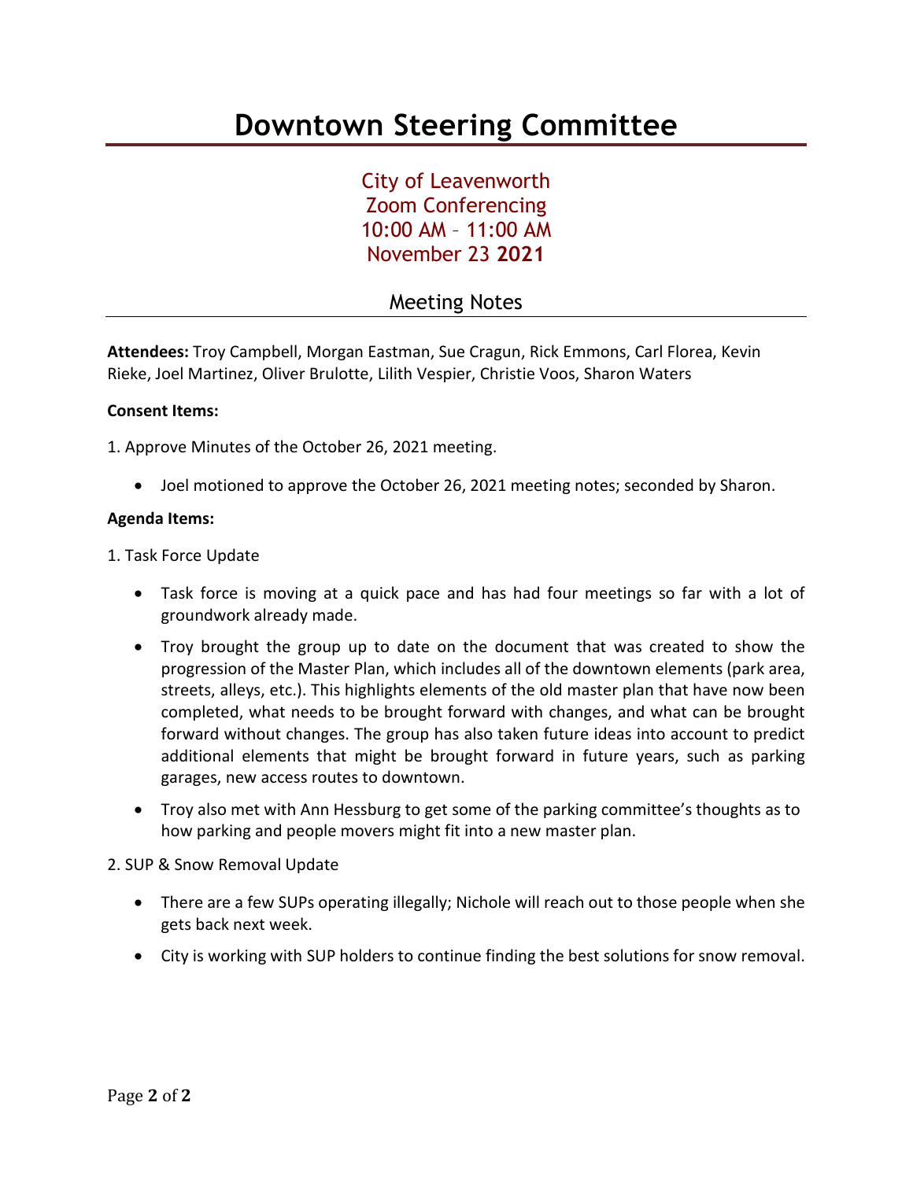# Downtown Steering Committee

City of Leavenworth
Zoom Conferencing
10:00 AM – 11:00 AM
November 23 **2021**

## Meeting Notes

**Attendees:** Troy Campbell, Morgan Eastman, Sue Cragun, Rick Emmons, Carl Florea, Kevin Rieke, Joel Martinez, Oliver Brulotte, Lilith Vespier, Christie Voos, Sharon Waters

**Consent Items:**

1. Approve Minutes of the October 26, 2021 meeting.

- Joel motioned to approve the October 26, 2021 meeting notes; seconded by Sharon.

**Agenda Items:**

1. Task Force Update

- Task force is moving at a quick pace and has had four meetings so far with a lot of groundwork already made.
- Troy brought the group up to date on the document that was created to show the progression of the Master Plan, which includes all of the downtown elements (park area, streets, alleys, etc.). This highlights elements of the old master plan that have now been completed, what needs to be brought forward with changes, and what can be brought forward without changes. The group has also taken future ideas into account to predict additional elements that might be brought forward in future years, such as parking garages, new access routes to downtown.
- Troy also met with Ann Hessburg to get some of the parking committee's thoughts as to how parking and people movers might fit into a new master plan.

2. SUP & Snow Removal Update

- There are a few SUPs operating illegally; Nichole will reach out to those people when she gets back next week.
- City is working with SUP holders to continue finding the best solutions for snow removal.